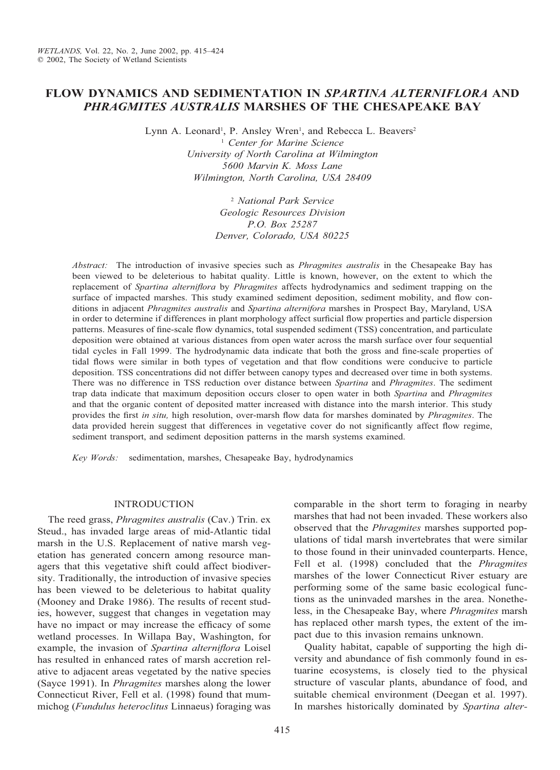# FLOW DYNAMICS AND SEDIMENTATION IN *SPARTINA ALTERNIFLORA* AND *PHRAGMITES AUSTRALIS* MARSHES OF THE CHESAPEAKE BAY

Lynn A. Leonard[1], P. Ansley Wren[1], and Rebecca L. Beavers[2]

[1] *Center for Marine Science*
*University of North Carolina at Wilmington*
*5600 Marvin K. Moss Lane*
*Wilmington, North Carolina, USA 28409*

[2] *National Park Service*
*Geologic Resources Division*
*P.O. Box 25287*
*Denver, Colorado, USA 80225*

*Abstract:* The introduction of invasive species such as *Phragmites australis* in the Chesapeake Bay has been viewed to be deleterious to habitat quality. Little is known, however, on the extent to which the replacement of *Spartina alterniflora* by *Phragmites* affects hydrodynamics and sediment trapping on the surface of impacted marshes. This study examined sediment deposition, sediment mobility, and flow conditions in adjacent *Phragmites australis* and *Spartina alternifora* marshes in Prospect Bay, Maryland, USA in order to determine if differences in plant morphology affect surficial flow properties and particle dispersion patterns. Measures of fine-scale flow dynamics, total suspended sediment (TSS) concentration, and particulate deposition were obtained at various distances from open water across the marsh surface over four sequential tidal cycles in Fall 1999. The hydrodynamic data indicate that both the gross and fine-scale properties of tidal flows were similar in both types of vegetation and that flow conditions were conducive to particle deposition. TSS concentrations did not differ between canopy types and decreased over time in both systems. There was no difference in TSS reduction over distance between *Spartina* and *Phragmites*. The sediment trap data indicate that maximum deposition occurs closer to open water in both *Spartina* and *Phragmites* and that the organic content of deposited matter increased with distance into the marsh interior. This study provides the first *in situ,* high resolution, over-marsh flow data for marshes dominated by *Phragmites*. The data provided herein suggest that differences in vegetative cover do not significantly affect flow regime, sediment transport, and sediment deposition patterns in the marsh systems examined.

*Key Words:* sedimentation, marshes, Chesapeake Bay, hydrodynamics

## INTRODUCTION

The reed grass, *Phragmites australis* (Cav.) Trin. ex Steud., has invaded large areas of mid-Atlantic tidal marsh in the U.S. Replacement of native marsh vegetation has generated concern among resource managers that this vegetative shift could affect biodiversity. Traditionally, the introduction of invasive species has been viewed to be deleterious to habitat quality (Mooney and Drake 1986). The results of recent studies, however, suggest that changes in vegetation may have no impact or may increase the efficacy of some wetland processes. In Willapa Bay, Washington, for example, the invasion of *Spartina alterniflora* Loisel has resulted in enhanced rates of marsh accretion relative to adjacent areas vegetated by the native species (Sayce 1991). In *Phragmites* marshes along the lower Connecticut River, Fell et al. (1998) found that mummichog (*Fundulus heteroclitus* Linnaeus) foraging was comparable in the short term to foraging in nearby marshes that had not been invaded. These workers also observed that the *Phragmites* marshes supported populations of tidal marsh invertebrates that were similar to those found in their uninvaded counterparts. Hence, Fell et al. (1998) concluded that the *Phragmites* marshes of the lower Connecticut River estuary are performing some of the same basic ecological functions as the uninvaded marshes in the area. Nonetheless, in the Chesapeake Bay, where *Phragmites* marsh has replaced other marsh types, the extent of the impact due to this invasion remains unknown.

Quality habitat, capable of supporting the high diversity and abundance of fish commonly found in estuarine ecosystems, is closely tied to the physical structure of vascular plants, abundance of food, and suitable chemical environment (Deegan et al. 1997). In marshes historically dominated by *Spartina alter-*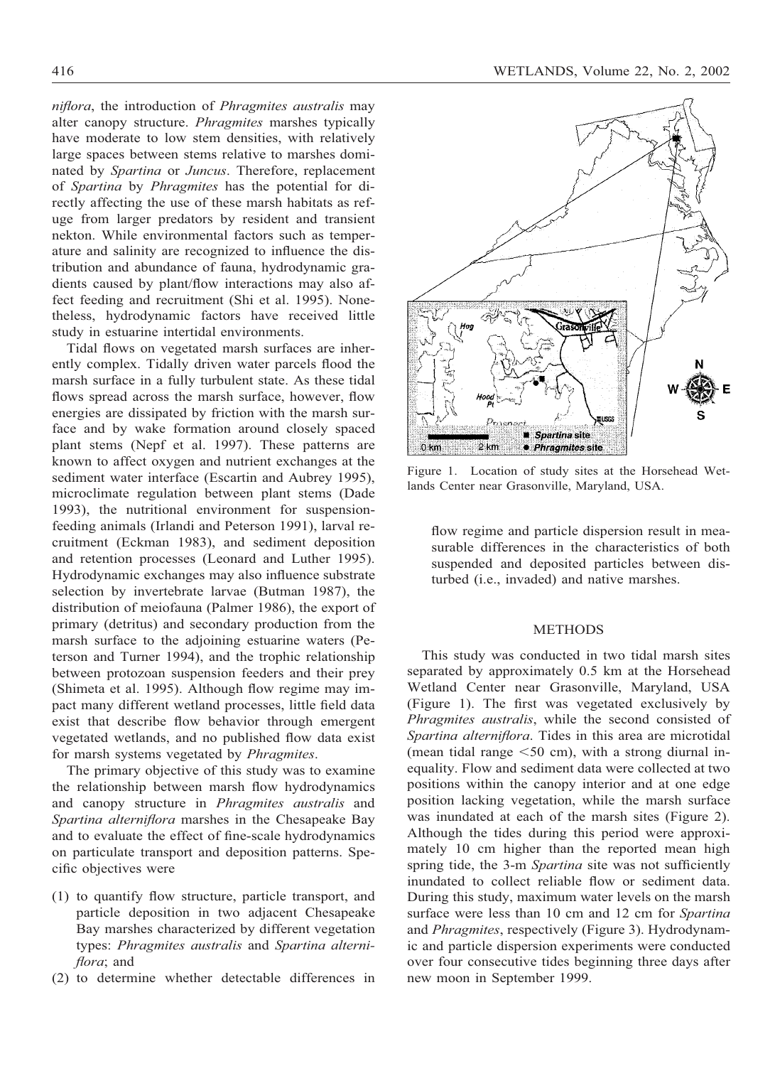*niflora*, the introduction of *Phragmites australis* may alter canopy structure. *Phragmites* marshes typically have moderate to low stem densities, with relatively large spaces between stems relative to marshes dominated by *Spartina* or *Juncus*. Therefore, replacement of *Spartina* by *Phragmites* has the potential for directly affecting the use of these marsh habitats as refuge from larger predators by resident and transient nekton. While environmental factors such as temperature and salinity are recognized to influence the distribution and abundance of fauna, hydrodynamic gradients caused by plant/flow interactions may also affect feeding and recruitment (Shi et al. 1995). Nonetheless, hydrodynamic factors have received little study in estuarine intertidal environments.

Tidal flows on vegetated marsh surfaces are inherently complex. Tidally driven water parcels flood the marsh surface in a fully turbulent state. As these tidal flows spread across the marsh surface, however, flow energies are dissipated by friction with the marsh surface and by wake formation around closely spaced plant stems (Nepf et al. 1997). These patterns are known to affect oxygen and nutrient exchanges at the sediment water interface (Escartin and Aubrey 1995), microclimate regulation between plant stems (Dade 1993), the nutritional environment for suspension-feeding animals (Irlandi and Peterson 1991), larval recruitment (Eckman 1983), and sediment deposition and retention processes (Leonard and Luther 1995). Hydrodynamic exchanges may also influence substrate selection by invertebrate larvae (Butman 1987), the distribution of meiofauna (Palmer 1986), the export of primary (detritus) and secondary production from the marsh surface to the adjoining estuarine waters (Peterson and Turner 1994), and the trophic relationship between protozoan suspension feeders and their prey (Shimeta et al. 1995). Although flow regime may impact many different wetland processes, little field data exist that describe flow behavior through emergent vegetated wetlands, and no published flow data exist for marsh systems vegetated by *Phragmites*.

The primary objective of this study was to examine the relationship between marsh flow hydrodynamics and canopy structure in *Phragmites australis* and *Spartina alterniflora* marshes in the Chesapeake Bay and to evaluate the effect of fine-scale hydrodynamics on particulate transport and deposition patterns. Specific objectives were

(1) to quantify flow structure, particle transport, and particle deposition in two adjacent Chesapeake Bay marshes characterized by different vegetation types: *Phragmites australis* and *Spartina alterniflora*; and
(2) to determine whether detectable differences in flow regime and particle dispersion result in measurable differences in the characteristics of both suspended and deposited particles between disturbed (i.e., invaded) and native marshes.

Figure 1. Location of study sites at the Horsehead Wetlands Center near Grasonville, Maryland, USA.

## METHODS

This study was conducted in two tidal marsh sites separated by approximately 0.5 km at the Horsehead Wetland Center near Grasonville, Maryland, USA (Figure 1). The first was vegetated exclusively by *Phragmites australis*, while the second consisted of *Spartina alterniflora*. Tides in this area are microtidal (mean tidal range <50 cm), with a strong diurnal inequality. Flow and sediment data were collected at two positions within the canopy interior and at one edge position lacking vegetation, while the marsh surface was inundated at each of the marsh sites (Figure 2). Although the tides during this period were approximately 10 cm higher than the reported mean high spring tide, the 3-m *Spartina* site was not sufficiently inundated to collect reliable flow or sediment data. During this study, maximum water levels on the marsh surface were less than 10 cm and 12 cm for *Spartina* and *Phragmites*, respectively (Figure 3). Hydrodynamic and particle dispersion experiments were conducted over four consecutive tides beginning three days after new moon in September 1999.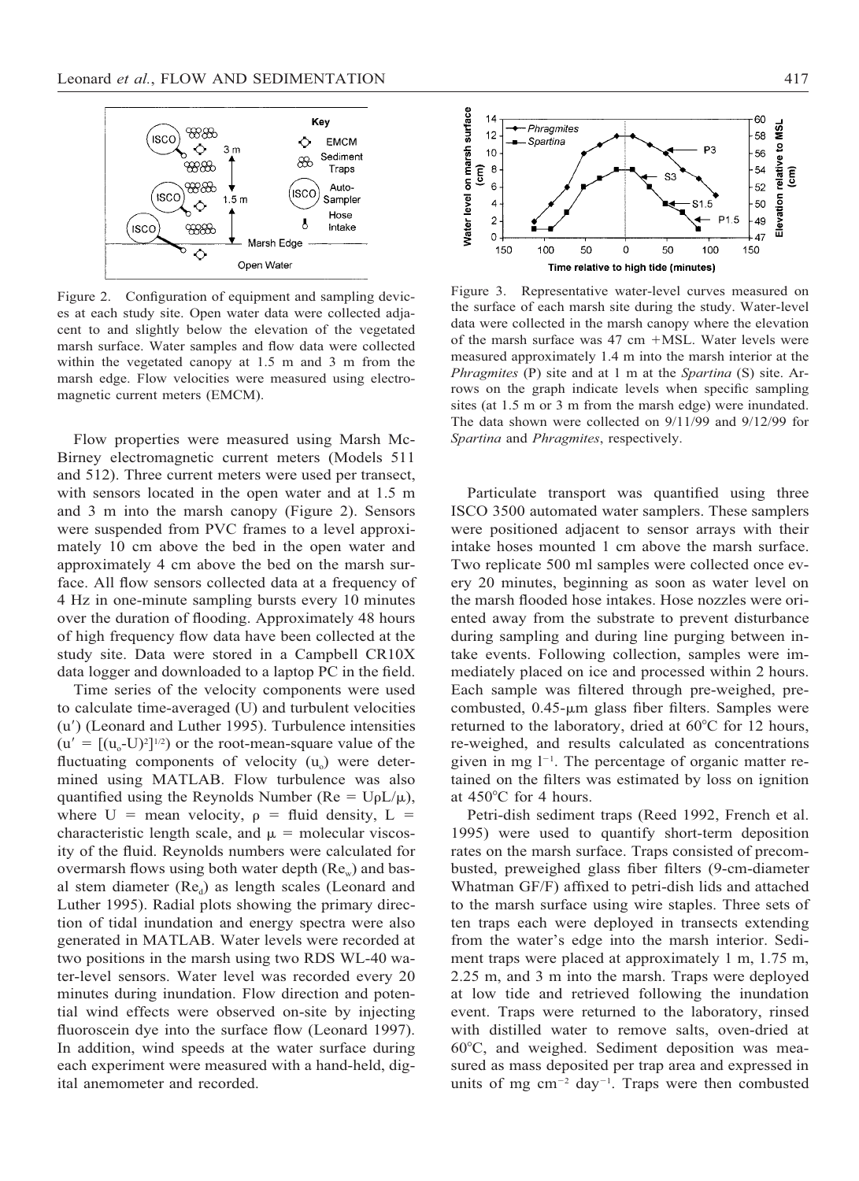Figure 2. Configuration of equipment and sampling devices at each study site. Open water data were collected adjacent to and slightly below the elevation of the vegetated marsh surface. Water samples and flow data were collected within the vegetated canopy at 1.5 m and 3 m from the marsh edge. Flow velocities were measured using electromagnetic current meters (EMCM).

Flow properties were measured using Marsh McBirney electromagnetic current meters (Models 511 and 512). Three current meters were used per transect, with sensors located in the open water and at 1.5 m and 3 m into the marsh canopy (Figure 2). Sensors were suspended from PVC frames to a level approximately 10 cm above the bed in the open water and approximately 4 cm above the bed on the marsh surface. All flow sensors collected data at a frequency of 4 Hz in one-minute sampling bursts every 10 minutes over the duration of flooding. Approximately 48 hours of high frequency flow data have been collected at the study site. Data were stored in a Campbell CR10X data logger and downloaded to a laptop PC in the field.

Time series of the velocity components were used to calculate time-averaged (U) and turbulent velocities ($u'$) (Leonard and Luther 1995). Turbulence intensities ($u' = [(u_o\text{-}U)^2]^{1/2}$) or the root-mean-square value of the fluctuating components of velocity ($u_o$) were determined using MATLAB. Flow turbulence was also quantified using the Reynolds Number ($Re = U\rho L/\mu$), where U = mean velocity, $\rho$ = fluid density, L = characteristic length scale, and $\mu$ = molecular viscosity of the fluid. Reynolds numbers were calculated for overmarsh flows using both water depth ($Re_w$) and basal stem diameter ($Re_d$) as length scales (Leonard and Luther 1995). Radial plots showing the primary direction of tidal inundation and energy spectra were also generated in MATLAB. Water levels were recorded at two positions in the marsh using two RDS WL-40 water-level sensors. Water level was recorded every 20 minutes during inundation. Flow direction and potential wind effects were observed on-site by injecting fluoroscein dye into the surface flow (Leonard 1997). In addition, wind speeds at the water surface during each experiment were measured with a hand-held, digital anemometer and recorded.

Figure 3. Representative water-level curves measured on the surface of each marsh site during the study. Water-level data were collected in the marsh canopy where the elevation of the marsh surface was 47 cm +MSL. Water levels were measured approximately 1.4 m into the marsh interior at the *Phragmites* (P) site and at 1 m at the *Spartina* (S) site. Arrows on the graph indicate levels when specific sampling sites (at 1.5 m or 3 m from the marsh edge) were inundated. The data shown were collected on 9/11/99 and 9/12/99 for *Spartina* and *Phragmites*, respectively.

Particulate transport was quantified using three ISCO 3500 automated water samplers. These samplers were positioned adjacent to sensor arrays with their intake hoses mounted 1 cm above the marsh surface. Two replicate 500 ml samples were collected once every 20 minutes, beginning as soon as water level on the marsh flooded hose intakes. Hose nozzles were oriented away from the substrate to prevent disturbance during sampling and during line purging between intake events. Following collection, samples were immediately placed on ice and processed within 2 hours. Each sample was filtered through pre-weighed, precombusted, 0.45-$\mu$m glass fiber filters. Samples were returned to the laboratory, dried at 60°C for 12 hours, re-weighed, and results calculated as concentrations given in mg $l^{-1}$. The percentage of organic matter retained on the filters was estimated by loss on ignition at 450°C for 4 hours.

Petri-dish sediment traps (Reed 1992, French et al. 1995) were used to quantify short-term deposition rates on the marsh surface. Traps consisted of precombusted, preweighed glass fiber filters (9-cm-diameter Whatman GF/F) affixed to petri-dish lids and attached to the marsh surface using wire staples. Three sets of ten traps each were deployed in transects extending from the water's edge into the marsh interior. Sediment traps were placed at approximately 1 m, 1.75 m, 2.25 m, and 3 m into the marsh. Traps were deployed at low tide and retrieved following the inundation event. Traps were returned to the laboratory, rinsed with distilled water to remove salts, oven-dried at 60°C, and weighed. Sediment deposition was measured as mass deposited per trap area and expressed in units of mg $cm^{-2}$ $day^{-1}$. Traps were then combusted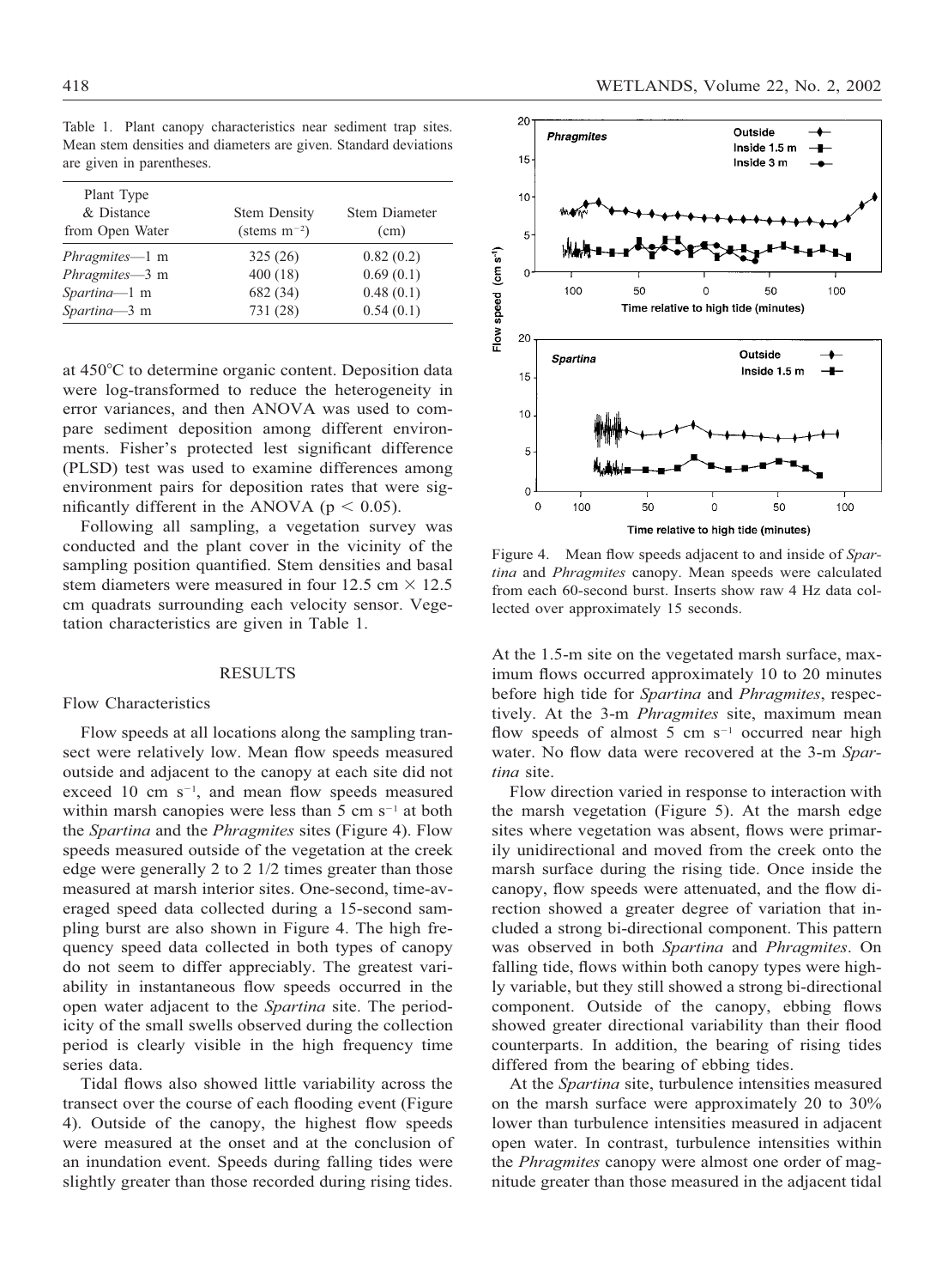Table 1. Plant canopy characteristics near sediment trap sites. Mean stem densities and diameters are given. Standard deviations are given in parentheses.

| Plant Type & Distance from Open Water | Stem Density (stems $m^{-2}$) | Stem Diameter (cm) |
|---|---|---|
| *Phragmites*—1 m | 325 (26) | 0.82 (0.2) |
| *Phragmites*—3 m | 400 (18) | 0.69 (0.1) |
| *Spartina*—1 m | 682 (34) | 0.48 (0.1) |
| *Spartina*—3 m | 731 (28) | 0.54 (0.1) |

at 450°C to determine organic content. Deposition data were log-transformed to reduce the heterogeneity in error variances, and then ANOVA was used to compare sediment deposition among different environments. Fisher's protected lest significant difference (PLSD) test was used to examine differences among environment pairs for deposition rates that were significantly different in the ANOVA ($p < 0.05$).

Following all sampling, a vegetation survey was conducted and the plant cover in the vicinity of the sampling position quantified. Stem densities and basal stem diameters were measured in four 12.5 cm × 12.5 cm quadrats surrounding each velocity sensor. Vegetation characteristics are given in Table 1.

## RESULTS

### Flow Characteristics

Flow speeds at all locations along the sampling transect were relatively low. Mean flow speeds measured outside and adjacent to the canopy at each site did not exceed 10 cm $s^{-1}$, and mean flow speeds measured within marsh canopies were less than 5 cm $s^{-1}$ at both the *Spartina* and the *Phragmites* sites (Figure 4). Flow speeds measured outside of the vegetation at the creek edge were generally 2 to 2 1/2 times greater than those measured at marsh interior sites. One-second, time-averaged speed data collected during a 15-second sampling burst are also shown in Figure 4. The high frequency speed data collected in both types of canopy do not seem to differ appreciably. The greatest variability in instantaneous flow speeds occurred in the open water adjacent to the *Spartina* site. The periodicity of the small swells observed during the collection period is clearly visible in the high frequency time series data.

Tidal flows also showed little variability across the transect over the course of each flooding event (Figure 4). Outside of the canopy, the highest flow speeds were measured at the onset and at the conclusion of an inundation event. Speeds during falling tides were slightly greater than those recorded during rising tides.

Figure 4. Mean flow speeds adjacent to and inside of *Spartina* and *Phragmites* canopy. Mean speeds were calculated from each 60-second burst. Inserts show raw 4 Hz data collected over approximately 15 seconds.

At the 1.5-m site on the vegetated marsh surface, maximum flows occurred approximately 10 to 20 minutes before high tide for *Spartina* and *Phragmites*, respectively. At the 3-m *Phragmites* site, maximum mean flow speeds of almost 5 cm $s^{-1}$ occurred near high water. No flow data were recovered at the 3-m *Spartina* site.

Flow direction varied in response to interaction with the marsh vegetation (Figure 5). At the marsh edge sites where vegetation was absent, flows were primarily unidirectional and moved from the creek onto the marsh surface during the rising tide. Once inside the canopy, flow speeds were attenuated, and the flow direction showed a greater degree of variation that included a strong bi-directional component. This pattern was observed in both *Spartina* and *Phragmites*. On falling tide, flows within both canopy types were highly variable, but they still showed a strong bi-directional component. Outside of the canopy, ebbing flows showed greater directional variability than their flood counterparts. In addition, the bearing of rising tides differed from the bearing of ebbing tides.

At the *Spartina* site, turbulence intensities measured on the marsh surface were approximately 20 to 30% lower than turbulence intensities measured in adjacent open water. In contrast, turbulence intensities within the *Phragmites* canopy were almost one order of magnitude greater than those measured in the adjacent tidal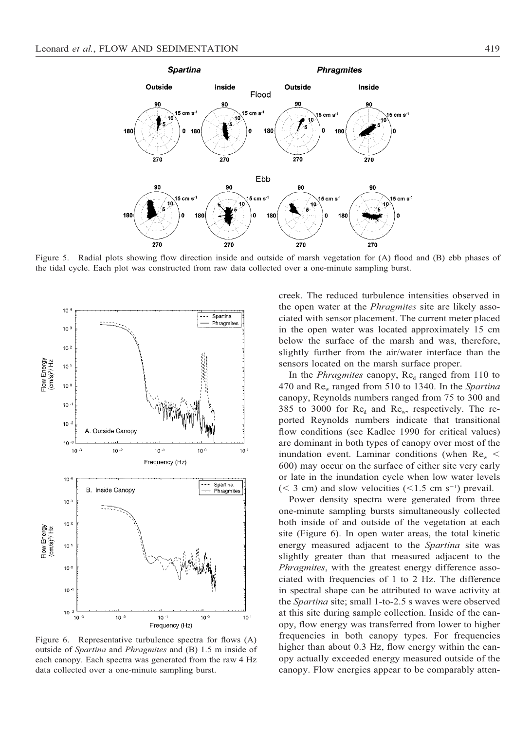Figure 5. Radial plots showing flow direction inside and outside of marsh vegetation for (A) flood and (B) ebb phases of the tidal cycle. Each plot was constructed from raw data collected over a one-minute sampling burst.

Figure 6. Representative turbulence spectra for flows (A) outside of *Spartina* and *Phragmites* and (B) 1.5 m inside of each canopy. Each spectra was generated from the raw 4 Hz data collected over a one-minute sampling burst.

creek. The reduced turbulence intensities observed in the open water at the *Phragmites* site are likely associated with sensor placement. The current meter placed in the open water was located approximately 15 cm below the surface of the marsh and was, therefore, slightly further from the air/water interface than the sensors located on the marsh surface proper.

In the *Phragmites* canopy, $Re_d$ ranged from 110 to 470 and $Re_w$ ranged from 510 to 1340. In the *Spartina* canopy, Reynolds numbers ranged from 75 to 300 and 385 to 3000 for $Re_d$ and $Re_w$, respectively. The reported Reynolds numbers indicate that transitional flow conditions (see Kadlec 1990 for critical values) are dominant in both types of canopy over most of the inundation event. Laminar conditions (when $Re_w < 600$) may occur on the surface of either site very early or late in the inundation cycle when low water levels ($< 3$ cm) and slow velocities ($< 1.5$ cm s$^{-1}$) prevail.

Power density spectra were generated from three one-minute sampling bursts simultaneously collected both inside of and outside of the vegetation at each site (Figure 6). In open water areas, the total kinetic energy measured adjacent to the *Spartina* site was slightly greater than that measured adjacent to the *Phragmites*, with the greatest energy difference associated with frequencies of 1 to 2 Hz. The difference in spectral shape can be attributed to wave activity at the *Spartina* site; small 1-to-2.5 s waves were observed at this site during sample collection. Inside of the canopy, flow energy was transferred from lower to higher frequencies in both canopy types. For frequencies higher than about 0.3 Hz, flow energy within the canopy actually exceeded energy measured outside of the canopy. Flow energies appear to be comparably atten-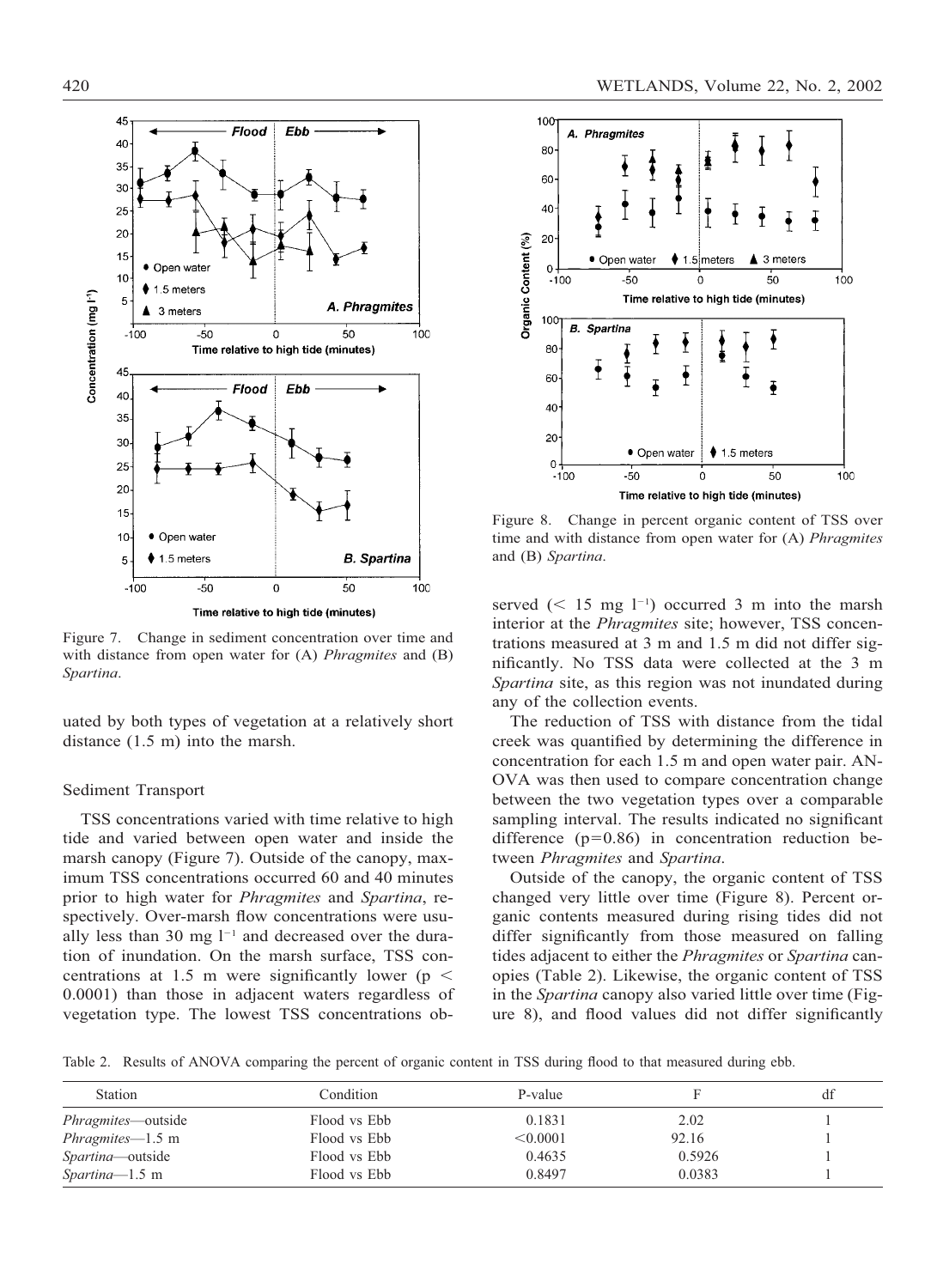Figure 7. Change in sediment concentration over time and with distance from open water for (A) *Phragmites* and (B) *Spartina*.

uated by both types of vegetation at a relatively short distance (1.5 m) into the marsh.

### Sediment Transport

TSS concentrations varied with time relative to high tide and varied between open water and inside the marsh canopy (Figure 7). Outside of the canopy, maximum TSS concentrations occurred 60 and 40 minutes prior to high water for *Phragmites* and *Spartina*, respectively. Over-marsh flow concentrations were usually less than 30 mg $l^{-1}$ and decreased over the duration of inundation. On the marsh surface, TSS concentrations at 1.5 m were significantly lower ($p < 0.0001$) than those in adjacent waters regardless of vegetation type. The lowest TSS concentrations observed ($< 15$ mg $l^{-1}$) occurred 3 m into the marsh interior at the *Phragmites* site; however, TSS concentrations measured at 3 m and 1.5 m did not differ significantly. No TSS data were collected at the 3 m *Spartina* site, as this region was not inundated during any of the collection events.

The reduction of TSS with distance from the tidal creek was quantified by determining the difference in concentration for each 1.5 m and open water pair. ANOVA was then used to compare concentration change between the two vegetation types over a comparable sampling interval. The results indicated no significant difference ($p=0.86$) in concentration reduction between *Phragmites* and *Spartina*.

Outside of the canopy, the organic content of TSS changed very little over time (Figure 8). Percent organic contents measured during rising tides did not differ significantly from those measured on falling tides adjacent to either the *Phragmites* or *Spartina* canopies (Table 2). Likewise, the organic content of TSS in the *Spartina* canopy also varied little over time (Figure 8), and flood values did not differ significantly

Figure 8. Change in percent organic content of TSS over time and with distance from open water for (A) *Phragmites* and (B) *Spartina*.

Table 2. Results of ANOVA comparing the percent of organic content in TSS during flood to that measured during ebb.

| Station | Condition | P-value | F | df |
|---|---|---|---|---|
| *Phragmites*—outside | Flood vs Ebb | 0.1831 | 2.02 | 1 |
| *Phragmites*—1.5 m | Flood vs Ebb | <0.0001 | 92.16 | 1 |
| *Spartina*—outside | Flood vs Ebb | 0.4635 | 0.5926 | 1 |
| *Spartina*—1.5 m | Flood vs Ebb | 0.8497 | 0.0383 | 1 |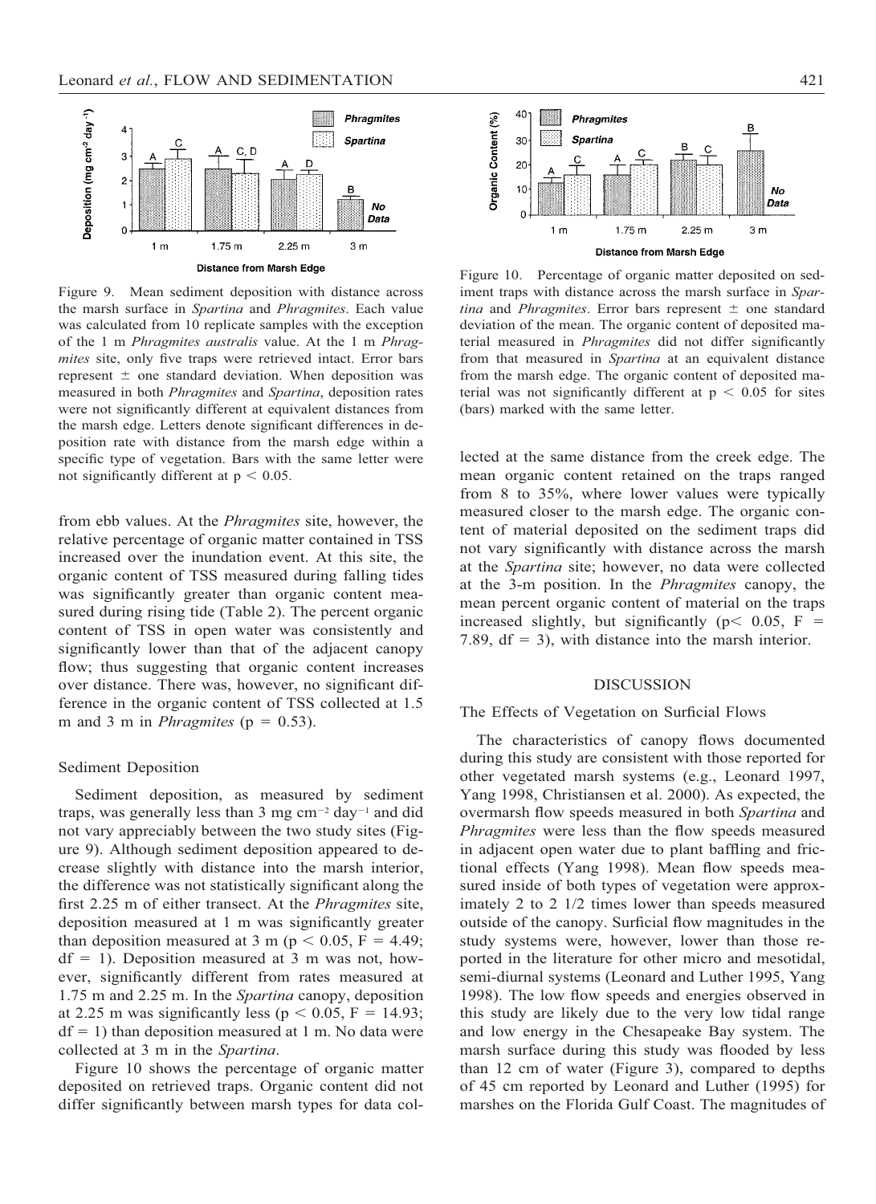Figure 9. Mean sediment deposition with distance across the marsh surface in *Spartina* and *Phragmites*. Each value was calculated from 10 replicate samples with the exception of the 1 m *Phragmites australis* value. At the 1 m *Phragmites* site, only five traps were retrieved intact. Error bars represent ± one standard deviation. When deposition was measured in both *Phragmites* and *Spartina*, deposition rates were not significantly different at equivalent distances from the marsh edge. Letters denote significant differences in deposition rate with distance from the marsh edge within a specific type of vegetation. Bars with the same letter were not significantly different at $p < 0.05$.

Figure 10. Percentage of organic matter deposited on sediment traps with distance across the marsh surface in *Spartina* and *Phragmites*. Error bars represent ± one standard deviation of the mean. The organic content of deposited material measured in *Phragmites* did not differ significantly from that measured in *Spartina* at an equivalent distance from the marsh edge. The organic content of deposited material was not significantly different at $p < 0.05$ for sites (bars) marked with the same letter.

from ebb values. At the *Phragmites* site, however, the relative percentage of organic matter contained in TSS increased over the inundation event. At this site, the organic content of TSS measured during falling tides was significantly greater than organic content measured during rising tide (Table 2). The percent organic content of TSS in open water was consistently and significantly lower than that of the adjacent canopy flow; thus suggesting that organic content increases over distance. There was, however, no significant difference in the organic content of TSS collected at 1.5 m and 3 m in *Phragmites* ($p = 0.53$).

### Sediment Deposition

Sediment deposition, as measured by sediment traps, was generally less than 3 mg $cm^{-2}$ $day^{-1}$ and did not vary appreciably between the two study sites (Figure 9). Although sediment deposition appeared to decrease slightly with distance into the marsh interior, the difference was not statistically significant along the first 2.25 m of either transect. At the *Phragmites* site, deposition measured at 1 m was significantly greater than deposition measured at 3 m ($p < 0.05$, $F = 4.49$; $df = 1$). Deposition measured at 3 m was not, however, significantly different from rates measured at 1.75 m and 2.25 m. In the *Spartina* canopy, deposition at 2.25 m was significantly less ($p < 0.05$, $F = 14.93$; $df = 1$) than deposition measured at 1 m. No data were collected at 3 m in the *Spartina*.

Figure 10 shows the percentage of organic matter deposited on retrieved traps. Organic content did not differ significantly between marsh types for data collected at the same distance from the creek edge. The mean organic content retained on the traps ranged from 8 to 35%, where lower values were typically measured closer to the marsh edge. The organic content of material deposited on the sediment traps did not vary significantly with distance across the marsh at the *Spartina* site; however, no data were collected at the 3-m position. In the *Phragmites* canopy, the mean percent organic content of material on the traps increased slightly, but significantly ($p < 0.05$, $F = 7.89$, $df = 3$), with distance into the marsh interior.

## DISCUSSION

### The Effects of Vegetation on Surficial Flows

The characteristics of canopy flows documented during this study are consistent with those reported for other vegetated marsh systems (e.g., Leonard 1997, Yang 1998, Christiansen et al. 2000). As expected, the overmarsh flow speeds measured in both *Spartina* and *Phragmites* were less than the flow speeds measured in adjacent open water due to plant baffling and frictional effects (Yang 1998). Mean flow speeds measured inside of both types of vegetation were approximately 2 to 2 1/2 times lower than speeds measured outside of the canopy. Surficial flow magnitudes in the study systems were, however, lower than those reported in the literature for other micro and mesotidal, semi-diurnal systems (Leonard and Luther 1995, Yang 1998). The low flow speeds and energies observed in this study are likely due to the very low tidal range and low energy in the Chesapeake Bay system. The marsh surface during this study was flooded by less than 12 cm of water (Figure 3), compared to depths of 45 cm reported by Leonard and Luther (1995) for marshes on the Florida Gulf Coast. The magnitudes of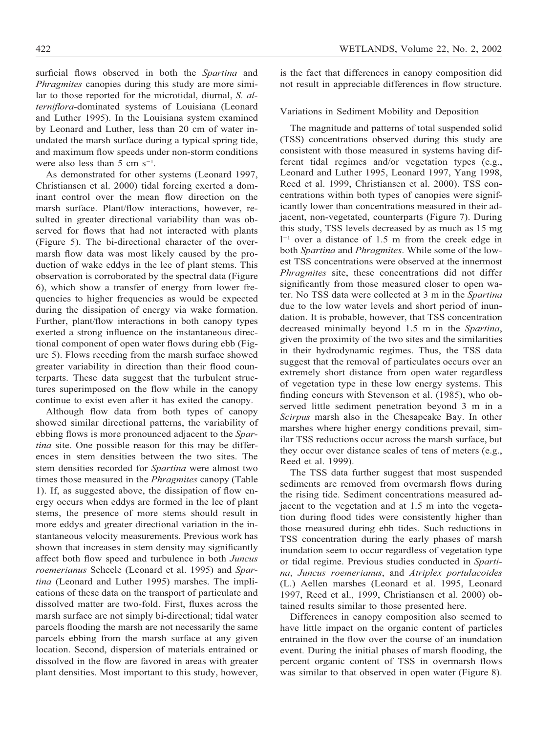surficial flows observed in both the *Spartina* and *Phragmites* canopies during this study are more similar to those reported for the microtidal, diurnal, *S. alterniflora*-dominated systems of Louisiana (Leonard and Luther 1995). In the Louisiana system examined by Leonard and Luther, less than 20 cm of water inundated the marsh surface during a typical spring tide, and maximum flow speeds under non-storm conditions were also less than 5 cm $s^{-1}$.

As demonstrated for other systems (Leonard 1997, Christiansen et al. 2000) tidal forcing exerted a dominant control over the mean flow direction on the marsh surface. Plant/flow interactions, however, resulted in greater directional variability than was observed for flows that had not interacted with plants (Figure 5). The bi-directional character of the overmarsh flow data was most likely caused by the production of wake eddys in the lee of plant stems. This observation is corroborated by the spectral data (Figure 6), which show a transfer of energy from lower frequencies to higher frequencies as would be expected during the dissipation of energy via wake formation. Further, plant/flow interactions in both canopy types exerted a strong influence on the instantaneous directional component of open water flows during ebb (Figure 5). Flows receding from the marsh surface showed greater variability in direction than their flood counterparts. These data suggest that the turbulent structures superimposed on the flow while in the canopy continue to exist even after it has exited the canopy.

Although flow data from both types of canopy showed similar directional patterns, the variability of ebbing flows is more pronounced adjacent to the *Spartina* site. One possible reason for this may be differences in stem densities between the two sites. The stem densities recorded for *Spartina* were almost two times those measured in the *Phragmites* canopy (Table 1). If, as suggested above, the dissipation of flow energy occurs when eddys are formed in the lee of plant stems, the presence of more stems should result in more eddys and greater directional variation in the instantaneous velocity measurements. Previous work has shown that increases in stem density may significantly affect both flow speed and turbulence in both *Juncus roemerianus* Scheele (Leonard et al. 1995) and *Spartina* (Leonard and Luther 1995) marshes. The implications of these data on the transport of particulate and dissolved matter are two-fold. First, fluxes across the marsh surface are not simply bi-directional; tidal water parcels flooding the marsh are not necessarily the same parcels ebbing from the marsh surface at any given location. Second, dispersion of materials entrained or dissolved in the flow are favored in areas with greater plant densities. Most important to this study, however, is the fact that differences in canopy composition did not result in appreciable differences in flow structure.

### Variations in Sediment Mobility and Deposition

The magnitude and patterns of total suspended solid (TSS) concentrations observed during this study are consistent with those measured in systems having different tidal regimes and/or vegetation types (e.g., Leonard and Luther 1995, Leonard 1997, Yang 1998, Reed et al. 1999, Christiansen et al. 2000). TSS concentrations within both types of canopies were significantly lower than concentrations measured in their adjacent, non-vegetated, counterparts (Figure 7). During this study, TSS levels decreased by as much as 15 mg $l^{-1}$ over a distance of 1.5 m from the creek edge in both *Spartina* and *Phragmites*. While some of the lowest TSS concentrations were observed at the innermost *Phragmites* site, these concentrations did not differ significantly from those measured closer to open water. No TSS data were collected at 3 m in the *Spartina* due to the low water levels and short period of inundation. It is probable, however, that TSS concentration decreased minimally beyond 1.5 m in the *Spartina*, given the proximity of the two sites and the similarities in their hydrodynamic regimes. Thus, the TSS data suggest that the removal of particulates occurs over an extremely short distance from open water regardless of vegetation type in these low energy systems. This finding concurs with Stevenson et al. (1985), who observed little sediment penetration beyond 3 m in a *Scirpus* marsh also in the Chesapeake Bay. In other marshes where higher energy conditions prevail, similar TSS reductions occur across the marsh surface, but they occur over distance scales of tens of meters (e.g., Reed et al. 1999).

The TSS data further suggest that most suspended sediments are removed from overmarsh flows during the rising tide. Sediment concentrations measured adjacent to the vegetation and at 1.5 m into the vegetation during flood tides were consistently higher than those measured during ebb tides. Such reductions in TSS concentration during the early phases of marsh inundation seem to occur regardless of vegetation type or tidal regime. Previous studies conducted in *Spartina*, *Juncus roemerianus*, and *Atriplex portulacoides* (L.) Aellen marshes (Leonard et al. 1995, Leonard 1997, Reed et al., 1999, Christiansen et al. 2000) obtained results similar to those presented here.

Differences in canopy composition also seemed to have little impact on the organic content of particles entrained in the flow over the course of an inundation event. During the initial phases of marsh flooding, the percent organic content of TSS in overmarsh flows was similar to that observed in open water (Figure 8).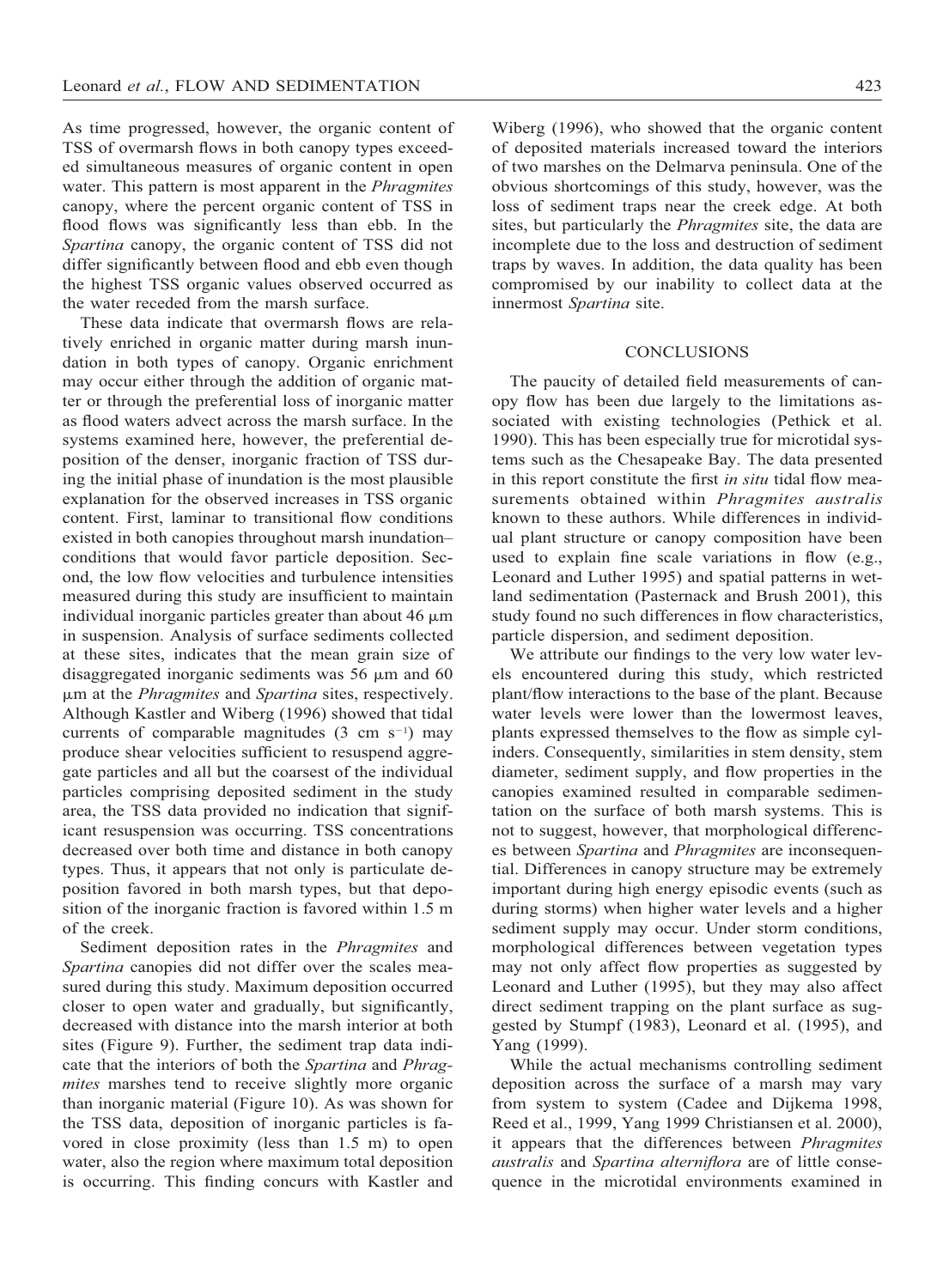As time progressed, however, the organic content of TSS of overmarsh flows in both canopy types exceeded simultaneous measures of organic content in open water. This pattern is most apparent in the *Phragmites* canopy, where the percent organic content of TSS in flood flows was significantly less than ebb. In the *Spartina* canopy, the organic content of TSS did not differ significantly between flood and ebb even though the highest TSS organic values observed occurred as the water receded from the marsh surface.

These data indicate that overmarsh flows are relatively enriched in organic matter during marsh inundation in both types of canopy. Organic enrichment may occur either through the addition of organic matter or through the preferential loss of inorganic matter as flood waters advect across the marsh surface. In the systems examined here, however, the preferential deposition of the denser, inorganic fraction of TSS during the initial phase of inundation is the most plausible explanation for the observed increases in TSS organic content. First, laminar to transitional flow conditions existed in both canopies throughout marsh inundation–conditions that would favor particle deposition. Second, the low flow velocities and turbulence intensities measured during this study are insufficient to maintain individual inorganic particles greater than about 46 μm in suspension. Analysis of surface sediments collected at these sites, indicates that the mean grain size of disaggregated inorganic sediments was 56 μm and 60 μm at the *Phragmites* and *Spartina* sites, respectively. Although Kastler and Wiberg (1996) showed that tidal currents of comparable magnitudes (3 cm $s^{-1}$) may produce shear velocities sufficient to resuspend aggregate particles and all but the coarsest of the individual particles comprising deposited sediment in the study area, the TSS data provided no indication that significant resuspension was occurring. TSS concentrations decreased over both time and distance in both canopy types. Thus, it appears that not only is particulate deposition favored in both marsh types, but that deposition of the inorganic fraction is favored within 1.5 m of the creek.

Sediment deposition rates in the *Phragmites* and *Spartina* canopies did not differ over the scales measured during this study. Maximum deposition occurred closer to open water and gradually, but significantly, decreased with distance into the marsh interior at both sites (Figure 9). Further, the sediment trap data indicate that the interiors of both the *Spartina* and *Phragmites* marshes tend to receive slightly more organic than inorganic material (Figure 10). As was shown for the TSS data, deposition of inorganic particles is favored in close proximity (less than 1.5 m) to open water, also the region where maximum total deposition is occurring. This finding concurs with Kastler and Wiberg (1996), who showed that the organic content of deposited materials increased toward the interiors of two marshes on the Delmarva peninsula. One of the obvious shortcomings of this study, however, was the loss of sediment traps near the creek edge. At both sites, but particularly the *Phragmites* site, the data are incomplete due to the loss and destruction of sediment traps by waves. In addition, the data quality has been compromised by our inability to collect data at the innermost *Spartina* site.

## CONCLUSIONS

The paucity of detailed field measurements of canopy flow has been due largely to the limitations associated with existing technologies (Pethick et al. 1990). This has been especially true for microtidal systems such as the Chesapeake Bay. The data presented in this report constitute the first *in situ* tidal flow measurements obtained within *Phragmites australis* known to these authors. While differences in individual plant structure or canopy composition have been used to explain fine scale variations in flow (e.g., Leonard and Luther 1995) and spatial patterns in wetland sedimentation (Pasternack and Brush 2001), this study found no such differences in flow characteristics, particle dispersion, and sediment deposition.

We attribute our findings to the very low water levels encountered during this study, which restricted plant/flow interactions to the base of the plant. Because water levels were lower than the lowermost leaves, plants expressed themselves to the flow as simple cylinders. Consequently, similarities in stem density, stem diameter, sediment supply, and flow properties in the canopies examined resulted in comparable sedimentation on the surface of both marsh systems. This is not to suggest, however, that morphological differences between *Spartina* and *Phragmites* are inconsequential. Differences in canopy structure may be extremely important during high energy episodic events (such as during storms) when higher water levels and a higher sediment supply may occur. Under storm conditions, morphological differences between vegetation types may not only affect flow properties as suggested by Leonard and Luther (1995), but they may also affect direct sediment trapping on the plant surface as suggested by Stumpf (1983), Leonard et al. (1995), and Yang (1999).

While the actual mechanisms controlling sediment deposition across the surface of a marsh may vary from system to system (Cadee and Dijkema 1998, Reed et al., 1999, Yang 1999 Christiansen et al. 2000), it appears that the differences between *Phragmites australis* and *Spartina alterniflora* are of little consequence in the microtidal environments examined in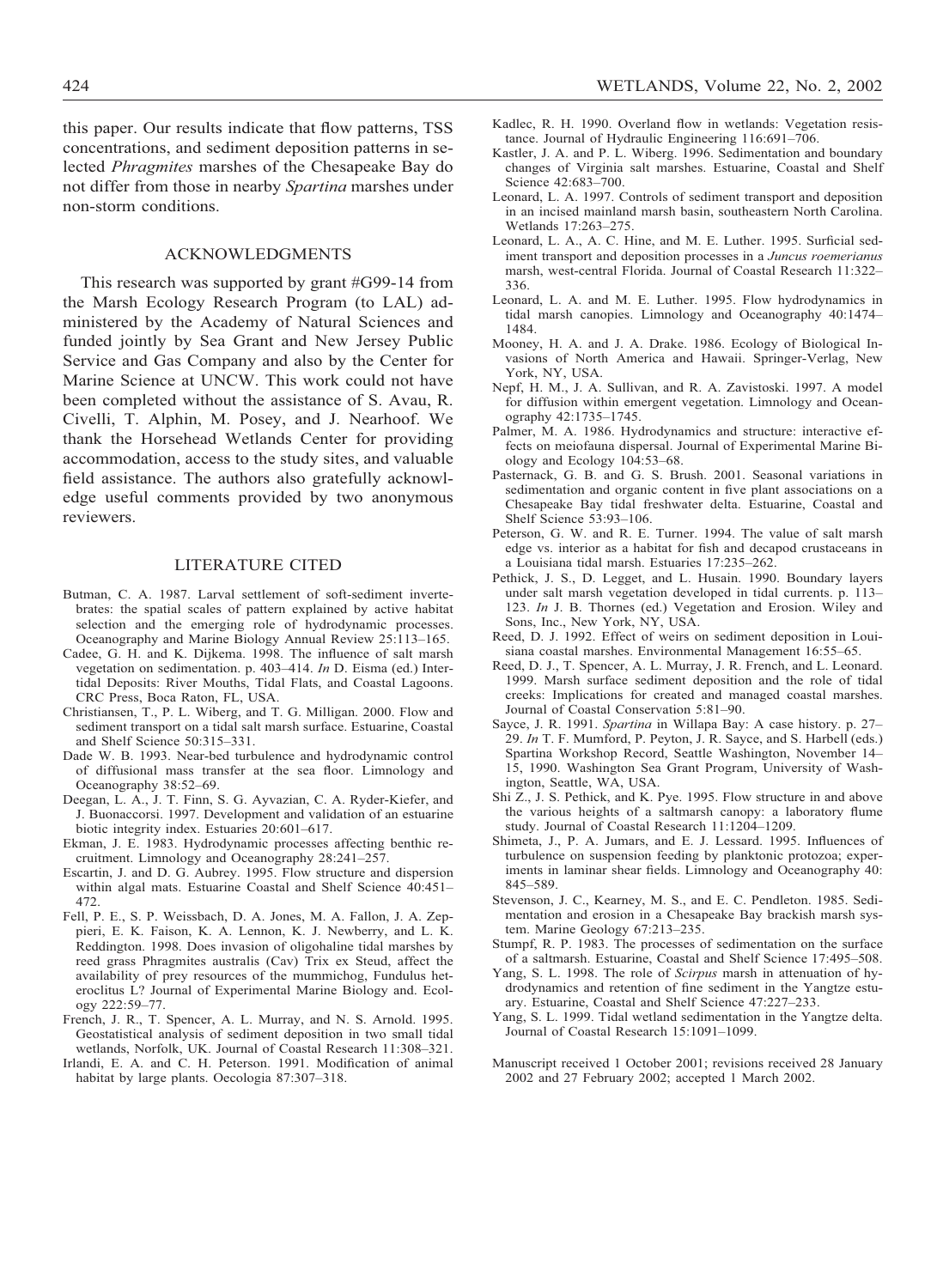this paper. Our results indicate that flow patterns, TSS concentrations, and sediment deposition patterns in selected *Phragmites* marshes of the Chesapeake Bay do not differ from those in nearby *Spartina* marshes under non-storm conditions.

## ACKNOWLEDGMENTS

This research was supported by grant #G99-14 from the Marsh Ecology Research Program (to LAL) administered by the Academy of Natural Sciences and funded jointly by Sea Grant and New Jersey Public Service and Gas Company and also by the Center for Marine Science at UNCW. This work could not have been completed without the assistance of S. Avau, R. Civelli, T. Alphin, M. Posey, and J. Nearhoof. We thank the Horsehead Wetlands Center for providing accommodation, access to the study sites, and valuable field assistance. The authors also gratefully acknowledge useful comments provided by two anonymous reviewers.

## LITERATURE CITED

Butman, C. A. 1987. Larval settlement of soft-sediment invertebrates: the spatial scales of pattern explained by active habitat selection and the emerging role of hydrodynamic processes. Oceanography and Marine Biology Annual Review 25:113–165.

Cadee, G. H. and K. Dijkema. 1998. The influence of salt marsh vegetation on sedimentation. p. 403–414. *In* D. Eisma (ed.) Intertidal Deposits: River Mouths, Tidal Flats, and Coastal Lagoons. CRC Press, Boca Raton, FL, USA.

Christiansen, T., P. L. Wiberg, and T. G. Milligan. 2000. Flow and sediment transport on a tidal salt marsh surface. Estuarine, Coastal and Shelf Science 50:315–331.

Dade W. B. 1993. Near-bed turbulence and hydrodynamic control of diffusional mass transfer at the sea floor. Limnology and Oceanography 38:52–69.

Deegan, L. A., J. T. Finn, S. G. Ayvazian, C. A. Ryder-Kiefer, and J. Buonaccorsi. 1997. Development and validation of an estuarine biotic integrity index. Estuaries 20:601–617.

Ekman, J. E. 1983. Hydrodynamic processes affecting benthic recruitment. Limnology and Oceanography 28:241–257.

Escartin, J. and D. G. Aubrey. 1995. Flow structure and dispersion within algal mats. Estuarine Coastal and Shelf Science 40:451–472.

Fell, P. E., S. P. Weissbach, D. A. Jones, M. A. Fallon, J. A. Zeppieri, E. K. Faison, K. A. Lennon, K. J. Newberry, and L. K. Reddington. 1998. Does invasion of oligohaline tidal marshes by reed grass Phragmites australis (Cav) Trix ex Steud, affect the availability of prey resources of the mummichog, Fundulus heteroclitus L? Journal of Experimental Marine Biology and. Ecology 222:59–77.

French, J. R., T. Spencer, A. L. Murray, and N. S. Arnold. 1995. Geostatistical analysis of sediment deposition in two small tidal wetlands, Norfolk, UK. Journal of Coastal Research 11:308–321.

Irlandi, E. A. and C. H. Peterson. 1991. Modification of animal habitat by large plants. Oecologia 87:307–318.

Kadlec, R. H. 1990. Overland flow in wetlands: Vegetation resistance. Journal of Hydraulic Engineering 116:691–706.

Kastler, J. A. and P. L. Wiberg. 1996. Sedimentation and boundary changes of Virginia salt marshes. Estuarine, Coastal and Shelf Science 42:683–700.

Leonard, L. A. 1997. Controls of sediment transport and deposition in an incised mainland marsh basin, southeastern North Carolina. Wetlands 17:263–275.

Leonard, L. A., A. C. Hine, and M. E. Luther. 1995. Surficial sediment transport and deposition processes in a *Juncus roemerianus* marsh, west-central Florida. Journal of Coastal Research 11:322–336.

Leonard, L. A. and M. E. Luther. 1995. Flow hydrodynamics in tidal marsh canopies. Limnology and Oceanography 40:1474–1484.

Mooney, H. A. and J. A. Drake. 1986. Ecology of Biological Invasions of North America and Hawaii. Springer-Verlag, New York, NY, USA.

Nepf, H. M., J. A. Sullivan, and R. A. Zavistoski. 1997. A model for diffusion within emergent vegetation. Limnology and Oceanography 42:1735–1745.

Palmer, M. A. 1986. Hydrodynamics and structure: interactive effects on meiofauna dispersal. Journal of Experimental Marine Biology and Ecology 104:53–68.

Pasternack, G. B. and G. S. Brush. 2001. Seasonal variations in sedimentation and organic content in five plant associations on a Chesapeake Bay tidal freshwater delta. Estuarine, Coastal and Shelf Science 53:93–106.

Peterson, G. W. and R. E. Turner. 1994. The value of salt marsh edge vs. interior as a habitat for fish and decapod crustaceans in a Louisiana tidal marsh. Estuaries 17:235–262.

Pethick, J. S., D. Legget, and L. Husain. 1990. Boundary layers under salt marsh vegetation developed in tidal currents. p. 113–123. *In* J. B. Thornes (ed.) Vegetation and Erosion. Wiley and Sons, Inc., New York, NY, USA.

Reed, D. J. 1992. Effect of weirs on sediment deposition in Louisiana coastal marshes. Environmental Management 16:55–65.

Reed, D. J., T. Spencer, A. L. Murray, J. R. French, and L. Leonard. 1999. Marsh surface sediment deposition and the role of tidal creeks: Implications for created and managed coastal marshes. Journal of Coastal Conservation 5:81–90.

Sayce, J. R. 1991. *Spartina* in Willapa Bay: A case history. p. 27–29. *In* T. F. Mumford, P. Peyton, J. R. Sayce, and S. Harbell (eds.) Spartina Workshop Record, Seattle Washington, November 14–15, 1990. Washington Sea Grant Program, University of Washington, Seattle, WA, USA.

Shi Z., J. S. Pethick, and K. Pye. 1995. Flow structure in and above the various heights of a saltmarsh canopy: a laboratory flume study. Journal of Coastal Research 11:1204–1209.

Shimeta, J., P. A. Jumars, and E. J. Lessard. 1995. Influences of turbulence on suspension feeding by planktonic protozoa; experiments in laminar shear fields. Limnology and Oceanography 40: 845–589.

Stevenson, J. C., Kearney, M. S., and E. C. Pendleton. 1985. Sedimentation and erosion in a Chesapeake Bay brackish marsh system. Marine Geology 67:213–235.

Stumpf, R. P. 1983. The processes of sedimentation on the surface of a saltmarsh. Estuarine, Coastal and Shelf Science 17:495–508.

Yang, S. L. 1998. The role of *Scirpus* marsh in attenuation of hydrodynamics and retention of fine sediment in the Yangtze estuary. Estuarine, Coastal and Shelf Science 47:227–233.

Yang, S. L. 1999. Tidal wetland sedimentation in the Yangtze delta. Journal of Coastal Research 15:1091–1099.

Manuscript received 1 October 2001; revisions received 28 January 2002 and 27 February 2002; accepted 1 March 2002.